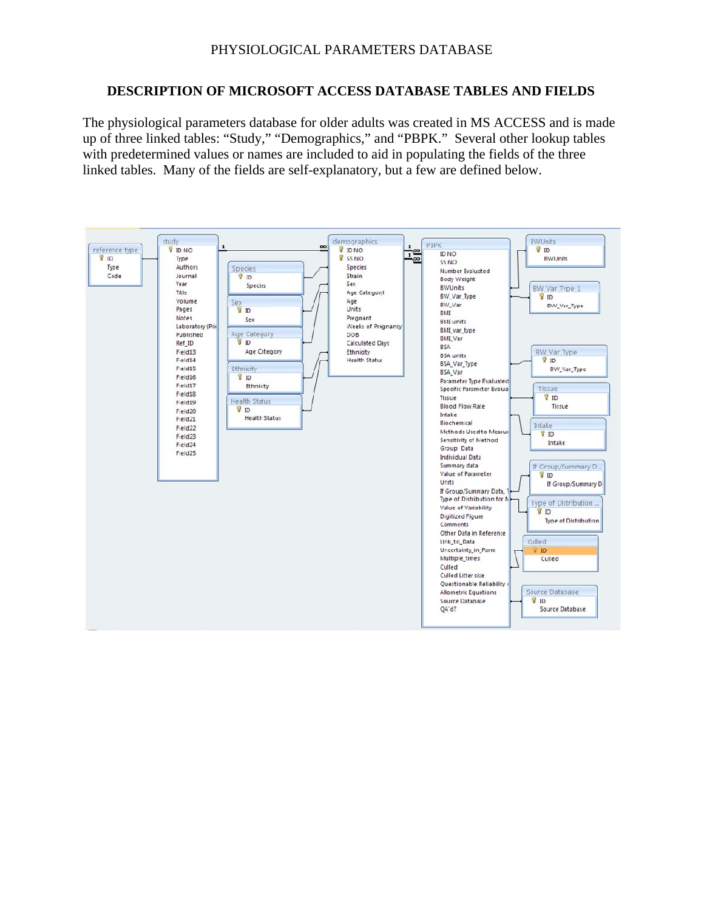PHYSIOLOGICAL PARAMETERS DATABASE

## DESCRIPTION OF MICROSOFT ACCESS DATABASE TABLES AND FIELDS

The physiological parameters database for older adults was created in MS ACCESS and is made up of three linked tables: “Study,” “Demographics,” and “PBPK.” Several other lookup tables with predetermined values or names are included to aid in populating the fields of the three linked tables. Many of the fields are self-explanatory, but a few are defined below.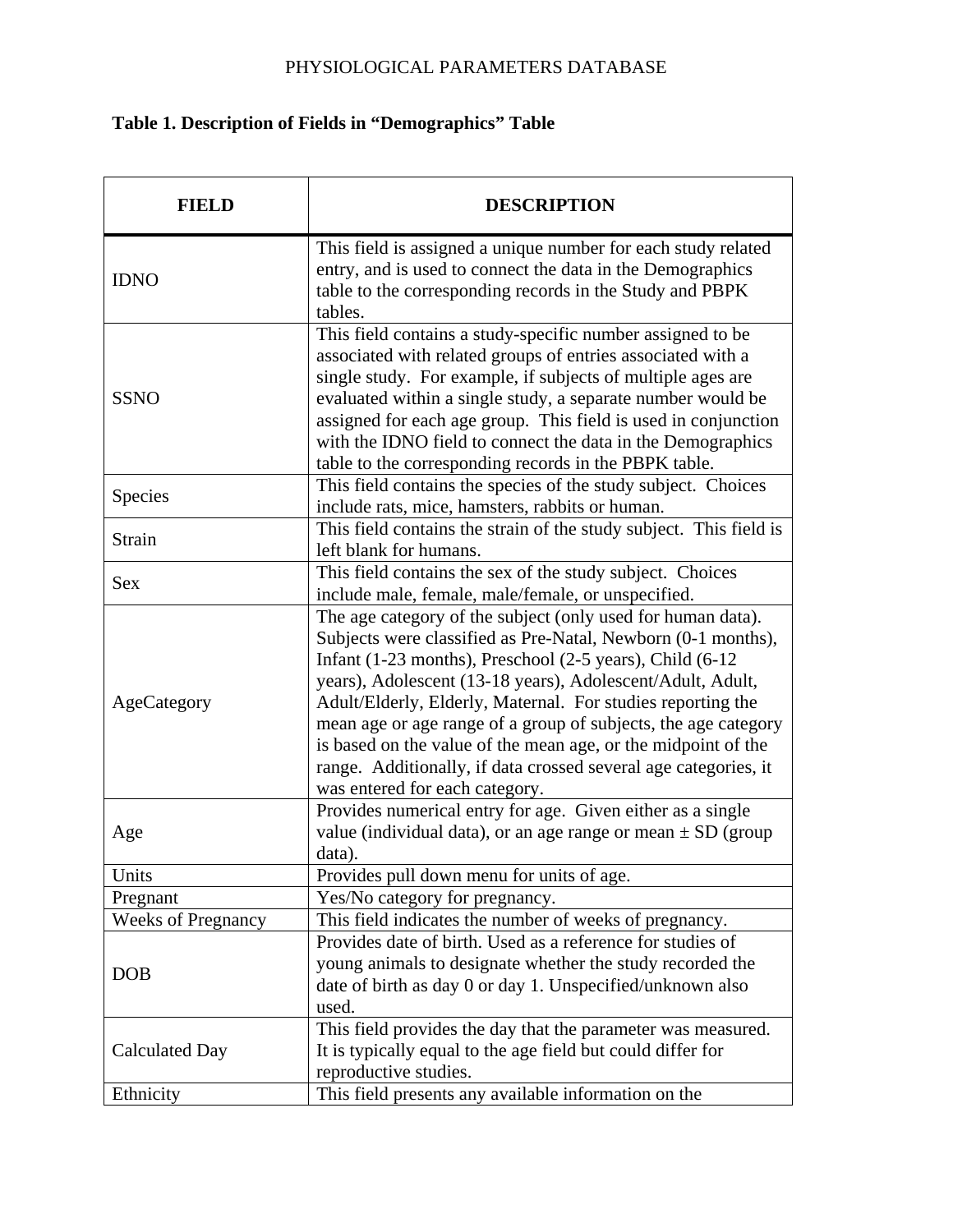PHYSIOLOGICAL PARAMETERS DATABASE

**Table 1. Description of Fields in "Demographics" Table**

| FIELD | DESCRIPTION |
|---|---|
| IDNO | This field is assigned a unique number for each study related entry, and is used to connect the data in the Demographics table to the corresponding records in the Study and PBPK tables. |
| SSNO | This field contains a study-specific number assigned to be associated with related groups of entries associated with a single study. For example, if subjects of multiple ages are evaluated within a single study, a separate number would be assigned for each age group. This field is used in conjunction with the IDNO field to connect the data in the Demographics table to the corresponding records in the PBPK table. |
| Species | This field contains the species of the study subject. Choices include rats, mice, hamsters, rabbits or human. |
| Strain | This field contains the strain of the study subject. This field is left blank for humans. |
| Sex | This field contains the sex of the study subject. Choices include male, female, male/female, or unspecified. |
| AgeCategory | The age category of the subject (only used for human data). Subjects were classified as Pre-Natal, Newborn (0-1 months), Infant (1-23 months), Preschool (2-5 years), Child (6-12 years), Adolescent (13-18 years), Adolescent/Adult, Adult, Adult/Elderly, Elderly, Maternal. For studies reporting the mean age or age range of a group of subjects, the age category is based on the value of the mean age, or the midpoint of the range. Additionally, if data crossed several age categories, it was entered for each category. |
| Age | Provides numerical entry for age. Given either as a single value (individual data), or an age range or mean ± SD (group data). |
| Units | Provides pull down menu for units of age. |
| Pregnant | Yes/No category for pregnancy. |
| Weeks of Pregnancy | This field indicates the number of weeks of pregnancy. |
| DOB | Provides date of birth. Used as a reference for studies of young animals to designate whether the study recorded the date of birth as day 0 or day 1. Unspecified/unknown also used. |
| Calculated Day | This field provides the day that the parameter was measured. It is typically equal to the age field but could differ for reproductive studies. |
| Ethnicity | This field presents any available information on the |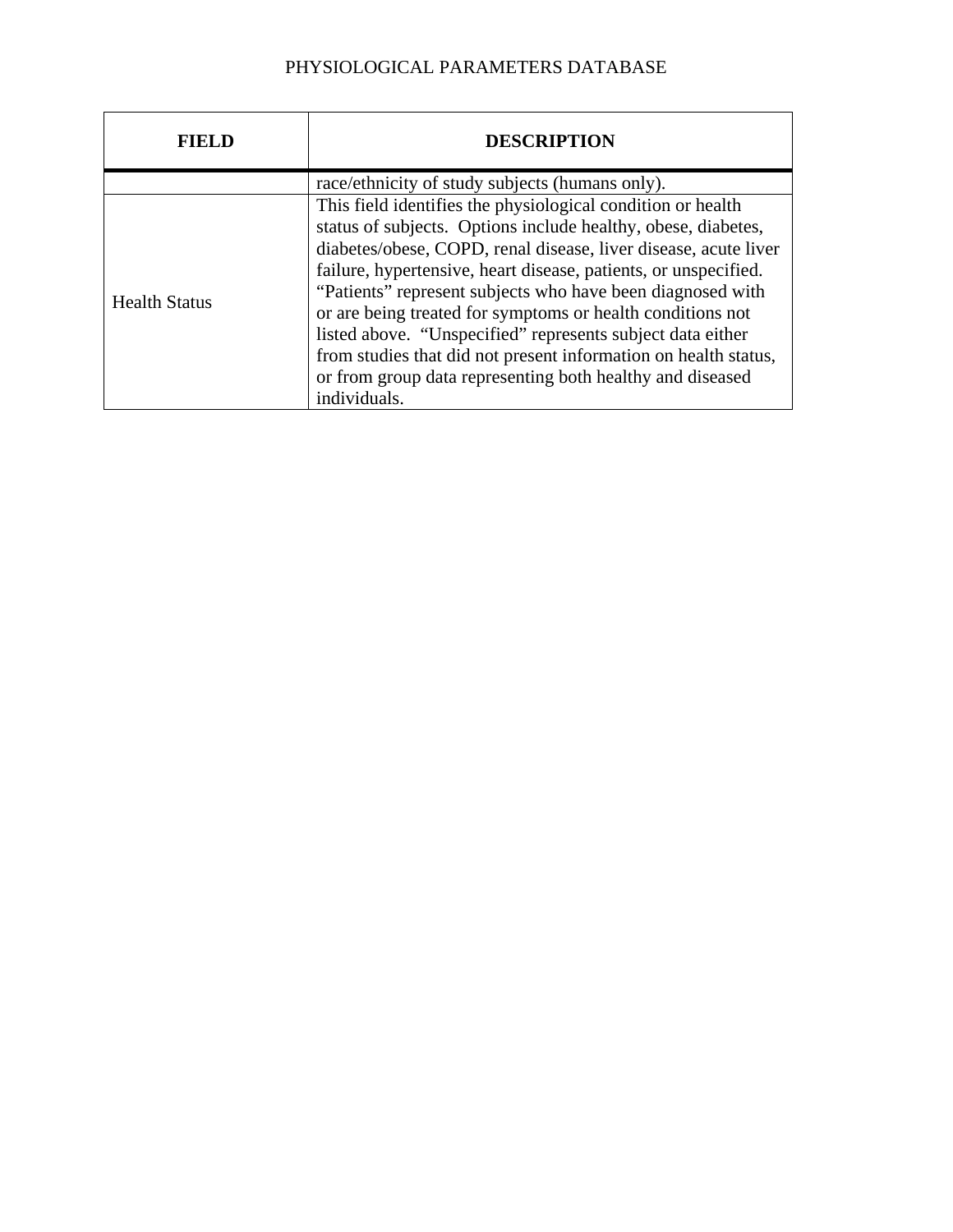| FIELD | DESCRIPTION |
|---|---|
| | race/ethnicity of study subjects (humans only). |
| Health Status | This field identifies the physiological condition or health status of subjects. Options include healthy, obese, diabetes, diabetes/obese, COPD, renal disease, liver disease, acute liver failure, hypertensive, heart disease, patients, or unspecified. “Patients” represent subjects who have been diagnosed with or are being treated for symptoms or health conditions not listed above. “Unspecified” represents subject data either from studies that did not present information on health status, or from group data representing both healthy and diseased individuals. |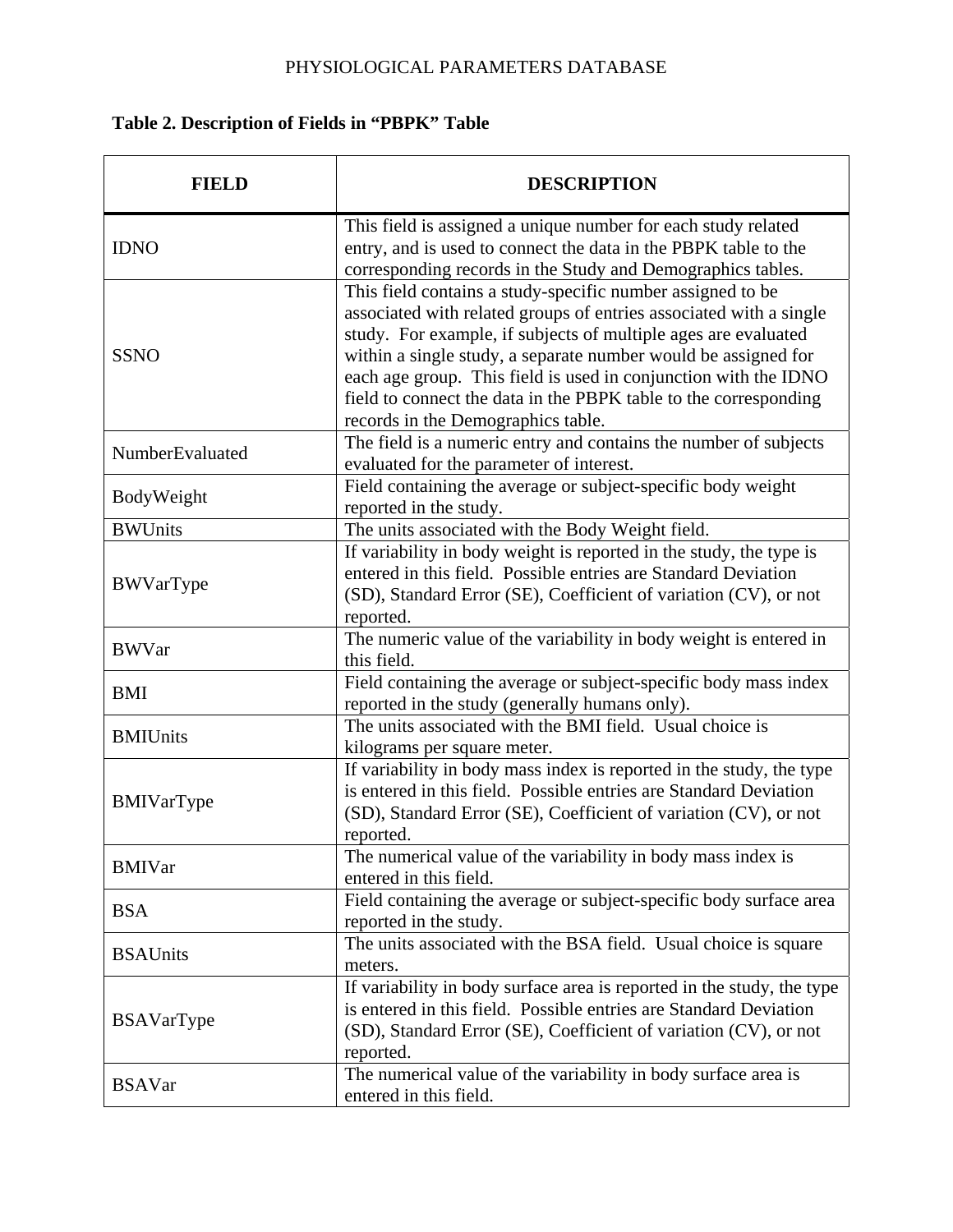**Table 2. Description of Fields in "PBPK" Table**

| FIELD | DESCRIPTION |
|---|---|
| IDNO | This field is assigned a unique number for each study related entry, and is used to connect the data in the PBPK table to the corresponding records in the Study and Demographics tables. |
| SSNO | This field contains a study-specific number assigned to be associated with related groups of entries associated with a single study. For example, if subjects of multiple ages are evaluated within a single study, a separate number would be assigned for each age group. This field is used in conjunction with the IDNO field to connect the data in the PBPK table to the corresponding records in the Demographics table. |
| NumberEvaluated | The field is a numeric entry and contains the number of subjects evaluated for the parameter of interest. |
| BodyWeight | Field containing the average or subject-specific body weight reported in the study. |
| BWUnits | The units associated with the Body Weight field. |
| BWVarType | If variability in body weight is reported in the study, the type is entered in this field. Possible entries are Standard Deviation (SD), Standard Error (SE), Coefficient of variation (CV), or not reported. |
| BWVar | The numeric value of the variability in body weight is entered in this field. |
| BMI | Field containing the average or subject-specific body mass index reported in the study (generally humans only). |
| BMIUnits | The units associated with the BMI field. Usual choice is kilograms per square meter. |
| BMIVarType | If variability in body mass index is reported in the study, the type is entered in this field. Possible entries are Standard Deviation (SD), Standard Error (SE), Coefficient of variation (CV), or not reported. |
| BMIVar | The numerical value of the variability in body mass index is entered in this field. |
| BSA | Field containing the average or subject-specific body surface area reported in the study. |
| BSAUnits | The units associated with the BSA field. Usual choice is square meters. |
| BSAVarType | If variability in body surface area is reported in the study, the type is entered in this field. Possible entries are Standard Deviation (SD), Standard Error (SE), Coefficient of variation (CV), or not reported. |
| BSAVar | The numerical value of the variability in body surface area is entered in this field. |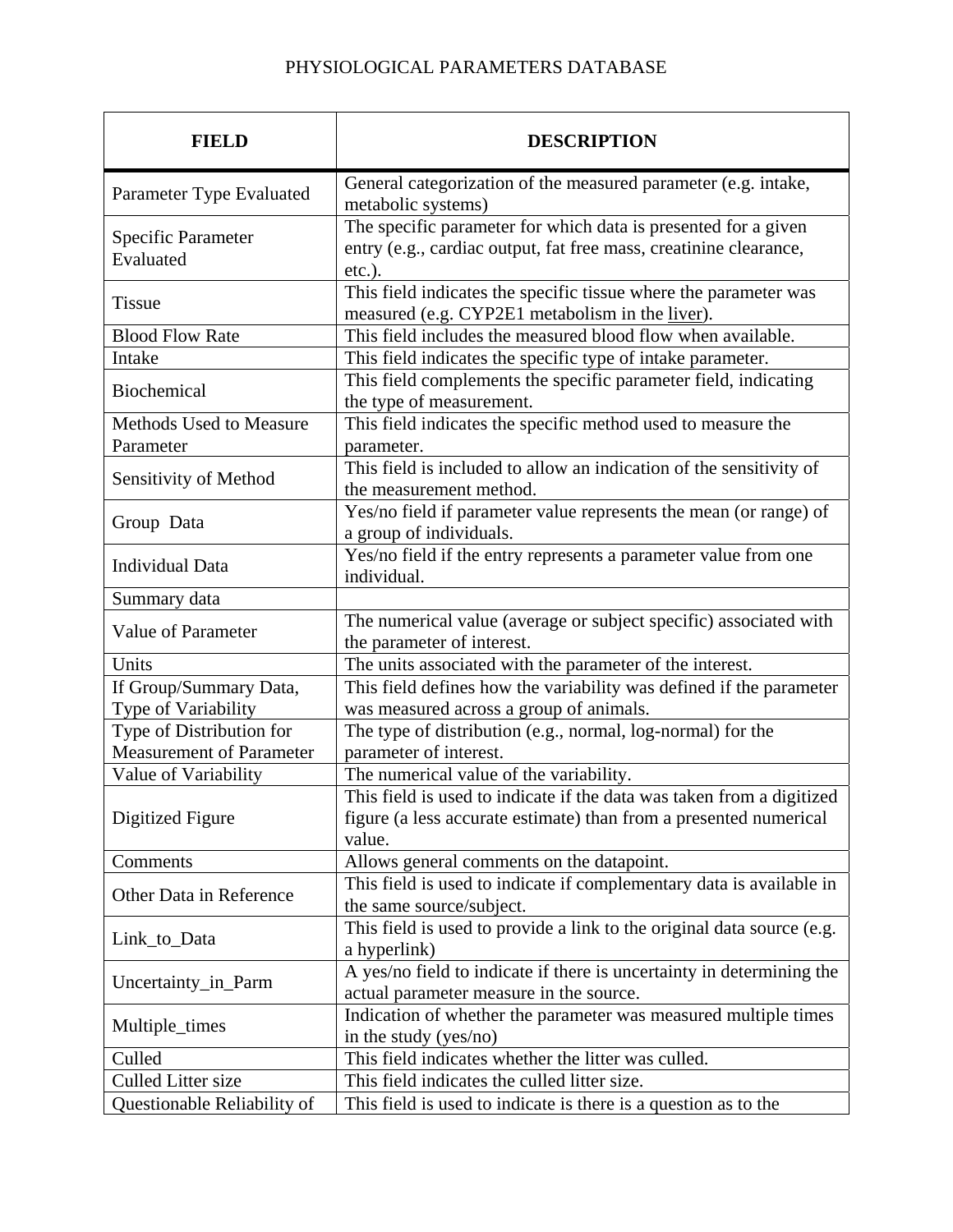PHYSIOLOGICAL PARAMETERS DATABASE

| FIELD | DESCRIPTION |
|---|---|
| Parameter Type Evaluated | General categorization of the measured parameter (e.g. intake, metabolic systems) |
| Specific Parameter Evaluated | The specific parameter for which data is presented for a given entry (e.g., cardiac output, fat free mass, creatinine clearance, etc.). |
| Tissue | This field indicates the specific tissue where the parameter was measured (e.g. CYP2E1 metabolism in the liver). |
| Blood Flow Rate | This field includes the measured blood flow when available. |
| Intake | This field indicates the specific type of intake parameter. |
| Biochemical | This field complements the specific parameter field, indicating the type of measurement. |
| Methods Used to Measure Parameter | This field indicates the specific method used to measure the parameter. |
| Sensitivity of Method | This field is included to allow an indication of the sensitivity of the measurement method. |
| Group Data | Yes/no field if parameter value represents the mean (or range) of a group of individuals. |
| Individual Data | Yes/no field if the entry represents a parameter value from one individual. |
| Summary data | |
| Value of Parameter | The numerical value (average or subject specific) associated with the parameter of interest. |
| Units | The units associated with the parameter of the interest. |
| If Group/Summary Data, Type of Variability | This field defines how the variability was defined if the parameter was measured across a group of animals. |
| Type of Distribution for Measurement of Parameter | The type of distribution (e.g., normal, log-normal) for the parameter of interest. |
| Value of Variability | The numerical value of the variability. |
| Digitized Figure | This field is used to indicate if the data was taken from a digitized figure (a less accurate estimate) than from a presented numerical value. |
| Comments | Allows general comments on the datapoint. |
| Other Data in Reference | This field is used to indicate if complementary data is available in the same source/subject. |
| Link_to_Data | This field is used to provide a link to the original data source (e.g. a hyperlink) |
| Uncertainty_in_Parm | A yes/no field to indicate if there is uncertainty in determining the actual parameter measure in the source. |
| Multiple_times | Indication of whether the parameter was measured multiple times in the study (yes/no) |
| Culled | This field indicates whether the litter was culled. |
| Culled Litter size | This field indicates the culled litter size. |
| Questionable Reliability of | This field is used to indicate is there is a question as to the |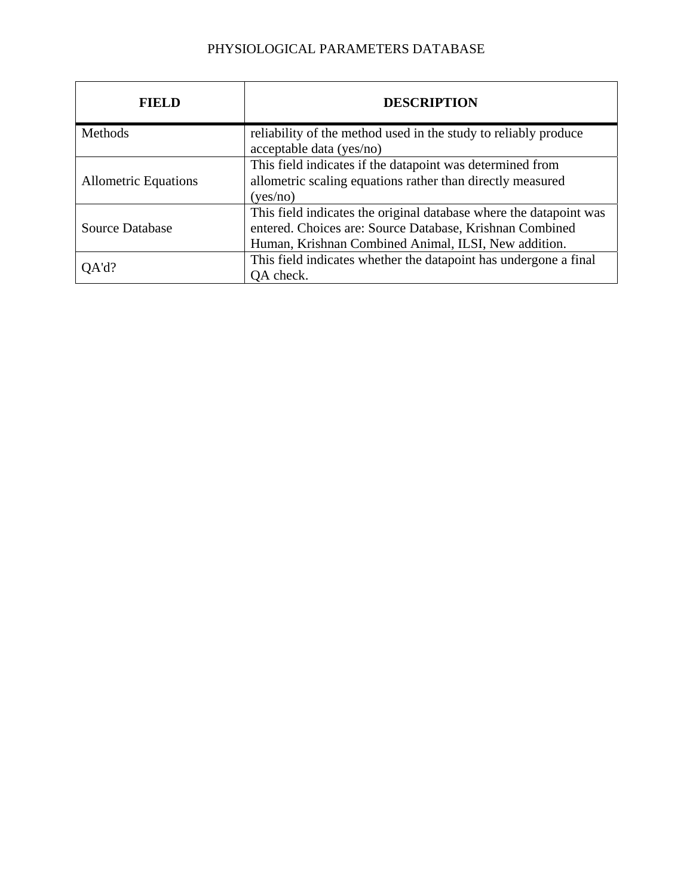PHYSIOLOGICAL PARAMETERS DATABASE

| FIELD | DESCRIPTION |
|---|---|
| Methods | reliability of the method used in the study to reliably produce acceptable data (yes/no) |
| Allometric Equations | This field indicates if the datapoint was determined from allometric scaling equations rather than directly measured (yes/no) |
| Source Database | This field indicates the original database where the datapoint was entered. Choices are: Source Database, Krishnan Combined Human, Krishnan Combined Animal, ILSI, New addition. |
| QA'd? | This field indicates whether the datapoint has undergone a final QA check. |